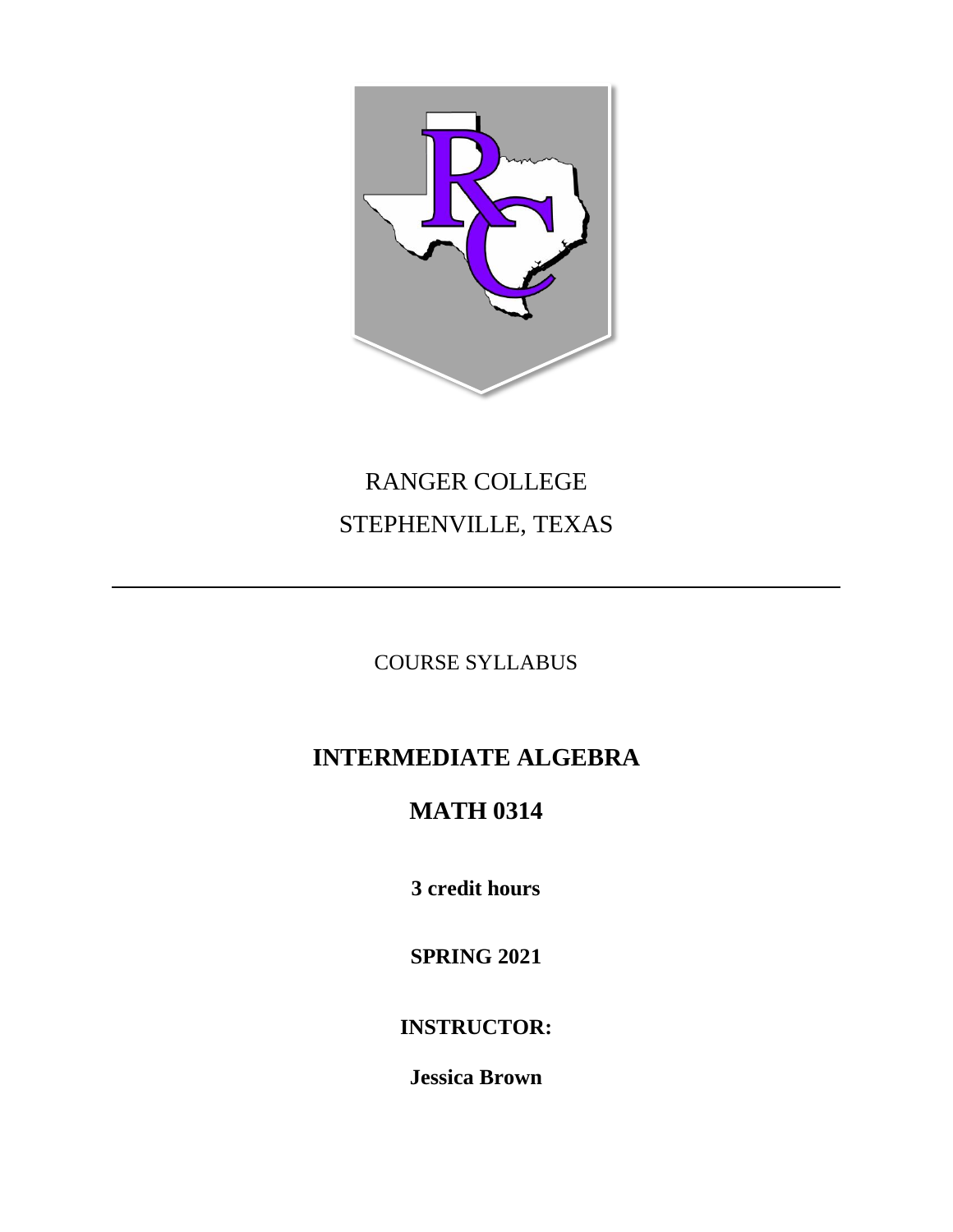RANGER COLLEGE

STEPHENVILLE, TEXAS

---

COURSE SYLLABUS

# INTERMEDIATE ALGEBRA

## MATH 0314

**3 credit hours**

**SPRING 2021**

**INSTRUCTOR:**

**Jessica Brown**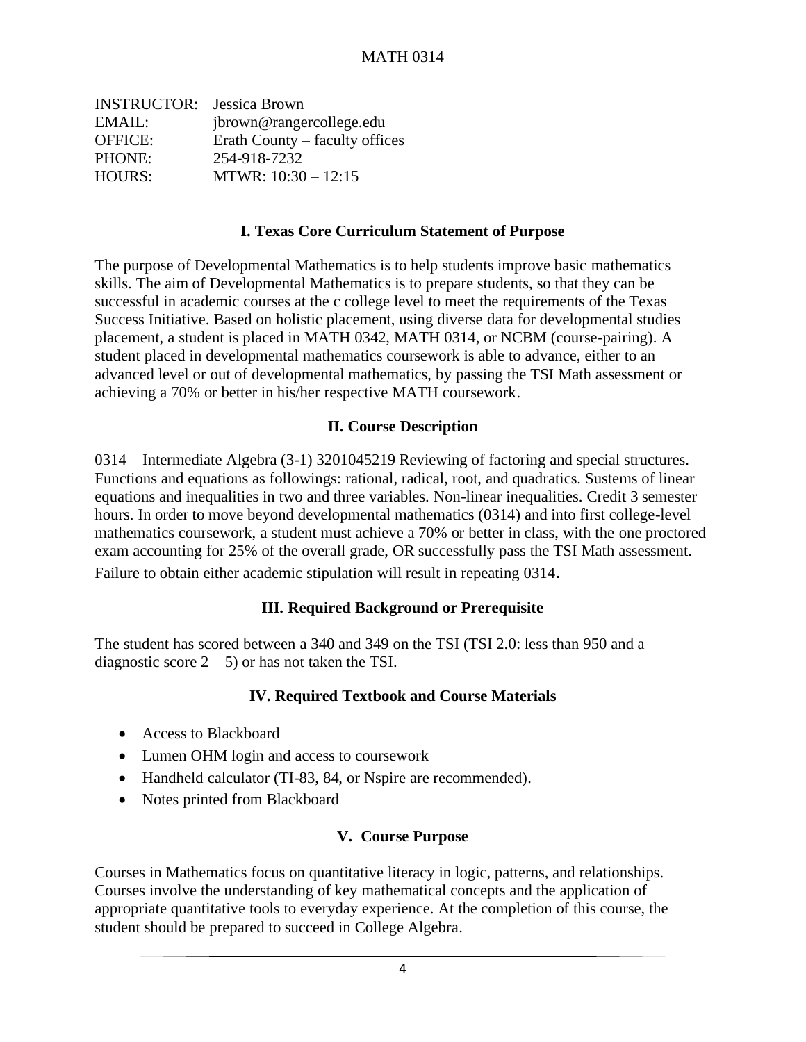# MATH 0314

| | |
|---|---|
| INSTRUCTOR: | Jessica Brown |
| EMAIL: | jbrown@rangercollege.edu |
| OFFICE: | Erath County – faculty offices |
| PHONE: | 254-918-7232 |
| HOURS: | MTWR: 10:30 – 12:15 |

## I. Texas Core Curriculum Statement of Purpose

The purpose of Developmental Mathematics is to help students improve basic mathematics skills. The aim of Developmental Mathematics is to prepare students, so that they can be successful in academic courses at the c college level to meet the requirements of the Texas Success Initiative. Based on holistic placement, using diverse data for developmental studies placement, a student is placed in MATH 0342, MATH 0314, or NCBM (course-pairing). A student placed in developmental mathematics coursework is able to advance, either to an advanced level or out of developmental mathematics, by passing the TSI Math assessment or achieving a 70% or better in his/her respective MATH coursework.

## II. Course Description

0314 – Intermediate Algebra (3-1) 3201045219 Reviewing of factoring and special structures. Functions and equations as followings: rational, radical, root, and quadratics. Sustems of linear equations and inequalities in two and three variables. Non-linear inequalities. Credit 3 semester hours. In order to move beyond developmental mathematics (0314) and into first college-level mathematics coursework, a student must achieve a 70% or better in class, with the one proctored exam accounting for 25% of the overall grade, OR successfully pass the TSI Math assessment. Failure to obtain either academic stipulation will result in repeating 0314.

## III. Required Background or Prerequisite

The student has scored between a 340 and 349 on the TSI (TSI 2.0: less than 950 and a diagnostic score 2 – 5) or has not taken the TSI.

## IV. Required Textbook and Course Materials

- Access to Blackboard
- Lumen OHM login and access to coursework
- Handheld calculator (TI-83, 84, or Nspire are recommended).
- Notes printed from Blackboard

## V. Course Purpose

Courses in Mathematics focus on quantitative literacy in logic, patterns, and relationships. Courses involve the understanding of key mathematical concepts and the application of appropriate quantitative tools to everyday experience. At the completion of this course, the student should be prepared to succeed in College Algebra.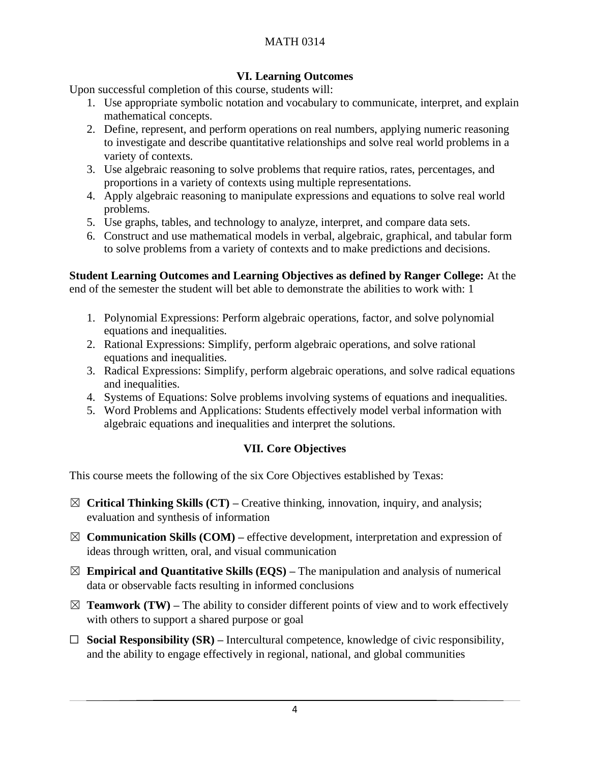## VI. Learning Outcomes

Upon successful completion of this course, students will:

1. Use appropriate symbolic notation and vocabulary to communicate, interpret, and explain mathematical concepts.
2. Define, represent, and perform operations on real numbers, applying numeric reasoning to investigate and describe quantitative relationships and solve real world problems in a variety of contexts.
3. Use algebraic reasoning to solve problems that require ratios, rates, percentages, and proportions in a variety of contexts using multiple representations.
4. Apply algebraic reasoning to manipulate expressions and equations to solve real world problems.
5. Use graphs, tables, and technology to analyze, interpret, and compare data sets.
6. Construct and use mathematical models in verbal, algebraic, graphical, and tabular form to solve problems from a variety of contexts and to make predictions and decisions.

**Student Learning Outcomes and Learning Objectives as defined by Ranger College:** At the end of the semester the student will bet able to demonstrate the abilities to work with: 1

1. Polynomial Expressions: Perform algebraic operations, factor, and solve polynomial equations and inequalities.
2. Rational Expressions: Simplify, perform algebraic operations, and solve rational equations and inequalities.
3. Radical Expressions: Simplify, perform algebraic operations, and solve radical equations and inequalities.
4. Systems of Equations: Solve problems involving systems of equations and inequalities.
5. Word Problems and Applications: Students effectively model verbal information with algebraic equations and inequalities and interpret the solutions.

## VII. Core Objectives

This course meets the following of the six Core Objectives established by Texas:

☒ **Critical Thinking Skills (CT) –** Creative thinking, innovation, inquiry, and analysis; evaluation and synthesis of information

☒ **Communication Skills (COM) –** effective development, interpretation and expression of ideas through written, oral, and visual communication

☒ **Empirical and Quantitative Skills (EQS) –** The manipulation and analysis of numerical data or observable facts resulting in informed conclusions

☒ **Teamwork (TW) –** The ability to consider different points of view and to work effectively with others to support a shared purpose or goal

☐ **Social Responsibility (SR) –** Intercultural competence, knowledge of civic responsibility, and the ability to engage effectively in regional, national, and global communities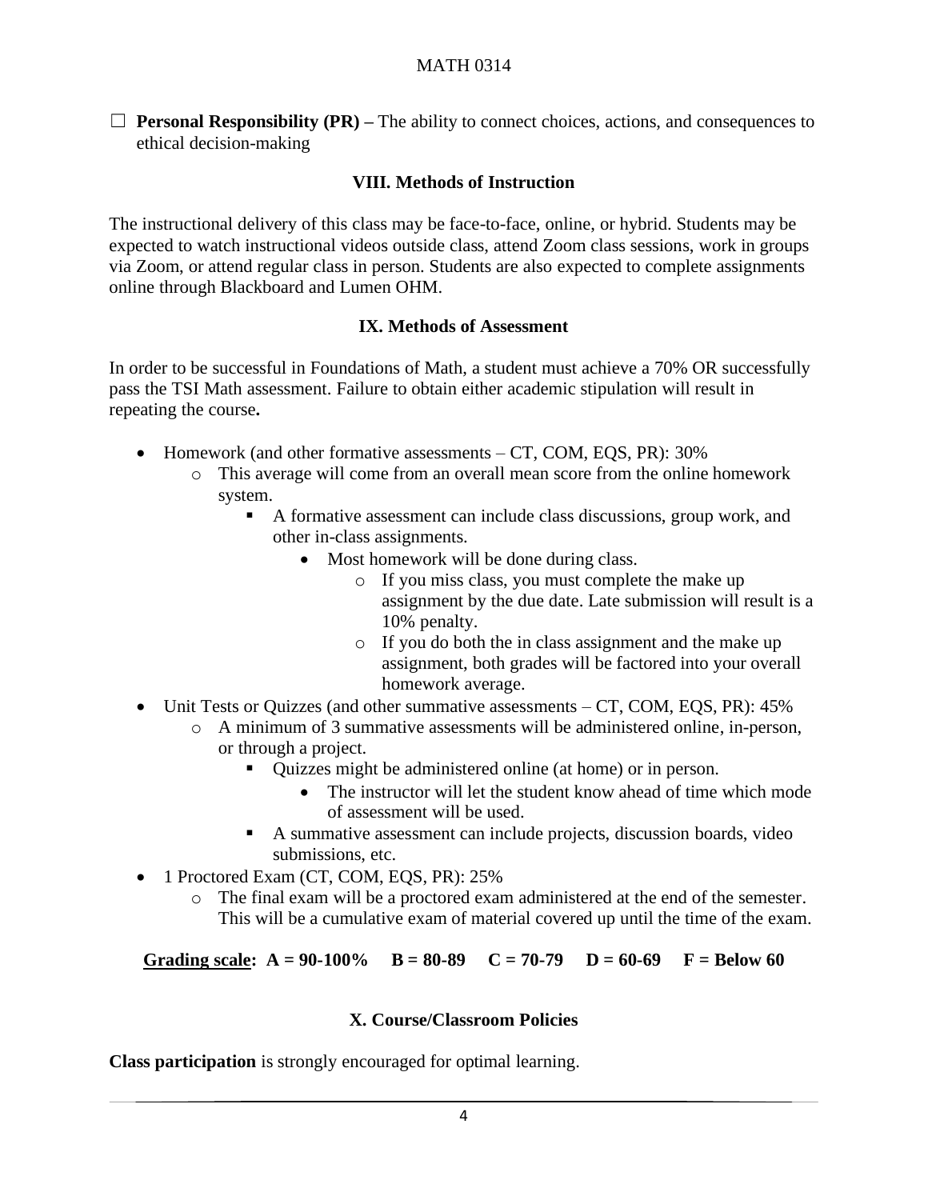☐ **Personal Responsibility (PR) –** The ability to connect choices, actions, and consequences to ethical decision-making

## VIII. Methods of Instruction

The instructional delivery of this class may be face-to-face, online, or hybrid. Students may be expected to watch instructional videos outside class, attend Zoom class sessions, work in groups via Zoom, or attend regular class in person. Students are also expected to complete assignments online through Blackboard and Lumen OHM.

## IX. Methods of Assessment

In order to be successful in Foundations of Math, a student must achieve a 70% OR successfully pass the TSI Math assessment. Failure to obtain either academic stipulation will result in repeating the course**.**

- Homework (and other formative assessments – CT, COM, EQS, PR): 30%
  - This average will come from an overall mean score from the online homework system.
    - A formative assessment can include class discussions, group work, and other in-class assignments.
      - Most homework will be done during class.
        - If you miss class, you must complete the make up assignment by the due date. Late submission will result is a 10% penalty.
        - If you do both the in class assignment and the make up assignment, both grades will be factored into your overall homework average.
- Unit Tests or Quizzes (and other summative assessments – CT, COM, EQS, PR): 45%
  - A minimum of 3 summative assessments will be administered online, in-person, or through a project.
    - Quizzes might be administered online (at home) or in person.
      - The instructor will let the student know ahead of time which mode of assessment will be used.
    - A summative assessment can include projects, discussion boards, video submissions, etc.
- 1 Proctored Exam (CT, COM, EQS, PR): 25%
  - The final exam will be a proctored exam administered at the end of the semester. This will be a cumulative exam of material covered up until the time of the exam.

**<u>Grading scale</u>: A = 90-100% B = 80-89 C = 70-79 D = 60-69 F = Below 60**

## X. Course/Classroom Policies

**Class participation** is strongly encouraged for optimal learning.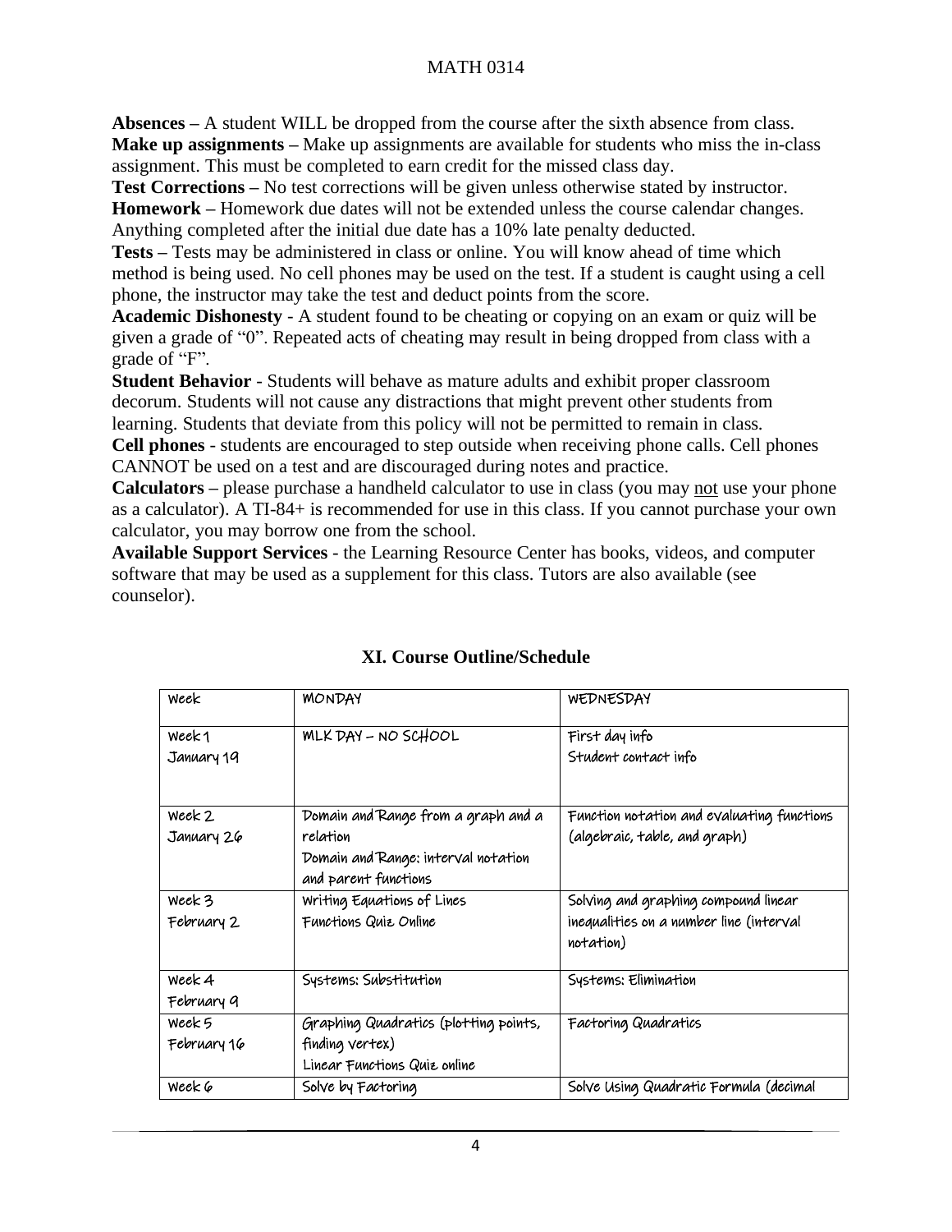**Absences –** A student WILL be dropped from the course after the sixth absence from class.
**Make up assignments –** Make up assignments are available for students who miss the in-class assignment. This must be completed to earn credit for the missed class day.
**Test Corrections –** No test corrections will be given unless otherwise stated by instructor.
**Homework –** Homework due dates will not be extended unless the course calendar changes. Anything completed after the initial due date has a 10% late penalty deducted.
**Tests –** Tests may be administered in class or online. You will know ahead of time which method is being used. No cell phones may be used on the test. If a student is caught using a cell phone, the instructor may take the test and deduct points from the score.
**Academic Dishonesty** - A student found to be cheating or copying on an exam or quiz will be given a grade of "0". Repeated acts of cheating may result in being dropped from class with a grade of "F".
**Student Behavior** - Students will behave as mature adults and exhibit proper classroom decorum. Students will not cause any distractions that might prevent other students from learning. Students that deviate from this policy will not be permitted to remain in class.
**Cell phones** - students are encouraged to step outside when receiving phone calls. Cell phones CANNOT be used on a test and are discouraged during notes and practice.
**Calculators –** please purchase a handheld calculator to use in class (you may <u>not</u> use your phone as a calculator). A TI-84+ is recommended for use in this class. If you cannot purchase your own calculator, you may borrow one from the school.
**Available Support Services** - the Learning Resource Center has books, videos, and computer software that may be used as a supplement for this class. Tutors are also available (see counselor).

## XI. Course Outline/Schedule

| Week | MONDAY | WEDNESDAY |
|---|---|---|
| Week 1<br>January 19 | MLK DAY – NO SCHOOL | First day info<br>Student contact info |
| Week 2<br>January 26 | Domain and Range from a graph and a relation<br>Domain and Range: interval notation and parent functions | Function notation and evaluating functions (algebraic, table, and graph) |
| Week 3<br>February 2 | Writing Equations of Lines<br>Functions Quiz Online | Solving and graphing compound linear inequalities on a number line (interval notation) |
| Week 4<br>February 9 | Systems: Substitution | Systems: Elimination |
| Week 5<br>February 16 | Graphing Quadratics (plotting points, finding vertex)<br>Linear Functions Quiz online | Factoring Quadratics |
| Week 6 | Solve by Factoring | Solve Using Quadratic Formula (decimal |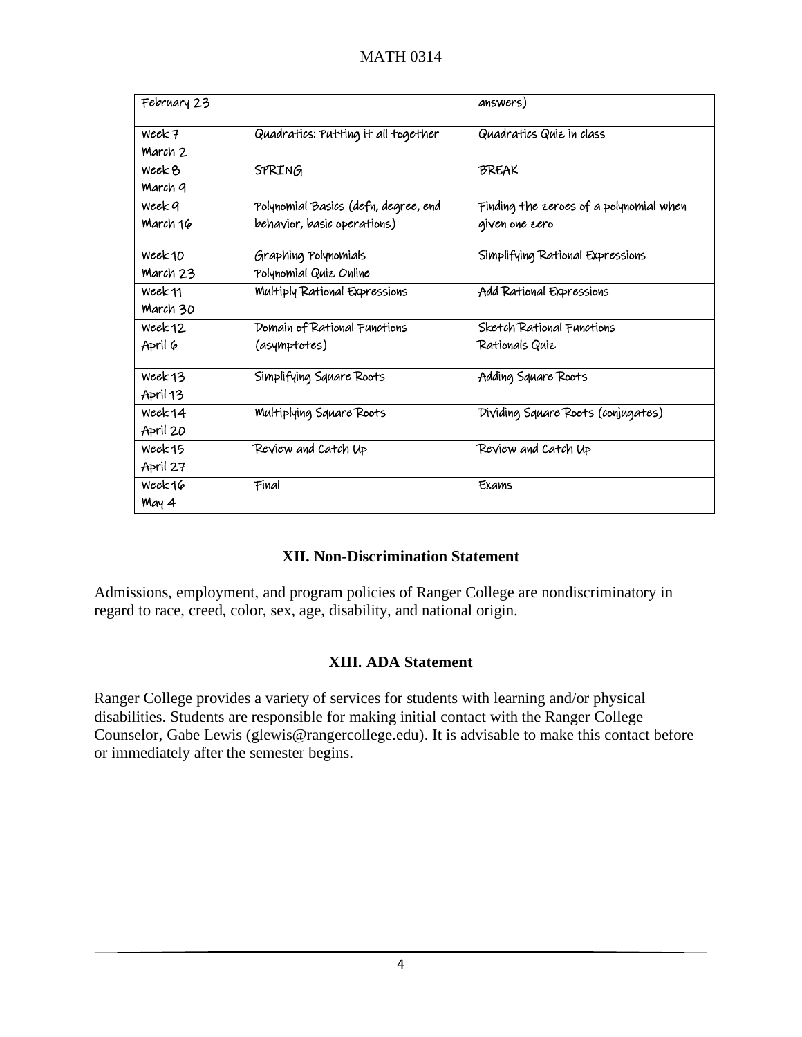| | | |
|---|---|---|
| February 23 | | answers) |
| Week 7<br>March 2 | Quadratics: Putting it all together | Quadratics Quiz in class |
| Week 8<br>March 9 | SPRING | BREAK |
| Week 9<br>March 16 | Polynomial Basics (defn, degree, end behavior, basic operations) | Finding the zeroes of a polynomial when given one zero |
| Week 10<br>March 23 | Graphing Polynomials<br>Polynomial Quiz Online | Simplifying Rational Expressions |
| Week 11<br>March 30 | Multiply Rational Expressions | Add Rational Expressions |
| Week 12<br>April 6 | Domain of Rational Functions (asymptotes) | Sketch Rational Functions<br>Rationals Quiz |
| Week 13<br>April 13 | Simplifying Square Roots | Adding Square Roots |
| Week 14<br>April 20 | Multiplying Square Roots | Dividing Square Roots (conjugates) |
| Week 15<br>April 27 | Review and Catch Up | Review and Catch Up |
| Week 16<br>May 4 | Final | Exams |

## XII. Non-Discrimination Statement

Admissions, employment, and program policies of Ranger College are nondiscriminatory in regard to race, creed, color, sex, age, disability, and national origin.

## XIII. ADA Statement

Ranger College provides a variety of services for students with learning and/or physical disabilities. Students are responsible for making initial contact with the Ranger College Counselor, Gabe Lewis (glewis@rangercollege.edu). It is advisable to make this contact before or immediately after the semester begins.